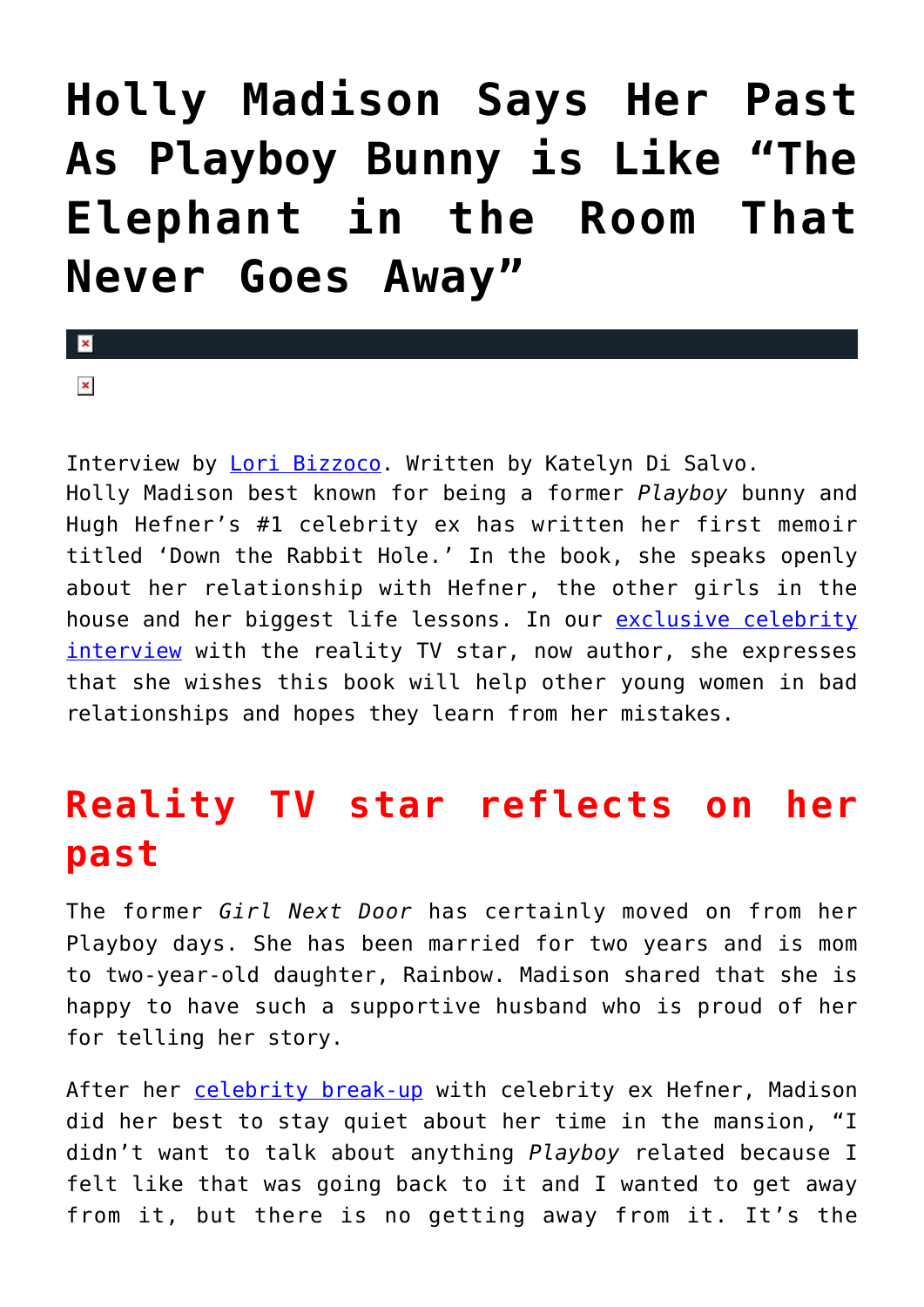# Holly Madison Says Her Past As Playboy Bunny is Like "The Elephant in the Room That Never Goes Away"

Interview by [Lori Bizzoco](). Written by Katelyn Di Salvo.
Holly Madison best known for being a former *Playboy* bunny and Hugh Hefner's #1 celebrity ex has written her first memoir titled 'Down the Rabbit Hole.' In the book, she speaks openly about her relationship with Hefner, the other girls in the house and her biggest life lessons. In our [exclusive celebrity interview]() with the reality TV star, now author, she expresses that she wishes this book will help other young women in bad relationships and hopes they learn from her mistakes.

## Reality TV star reflects on her past

The former *Girl Next Door* has certainly moved on from her Playboy days. She has been married for two years and is mom to two-year-old daughter, Rainbow. Madison shared that she is happy to have such a supportive husband who is proud of her for telling her story.

After her [celebrity break-up]() with celebrity ex Hefner, Madison did her best to stay quiet about her time in the mansion, "I didn't want to talk about anything *Playboy* related because I felt like that was going back to it and I wanted to get away from it, but there is no getting away from it. It's the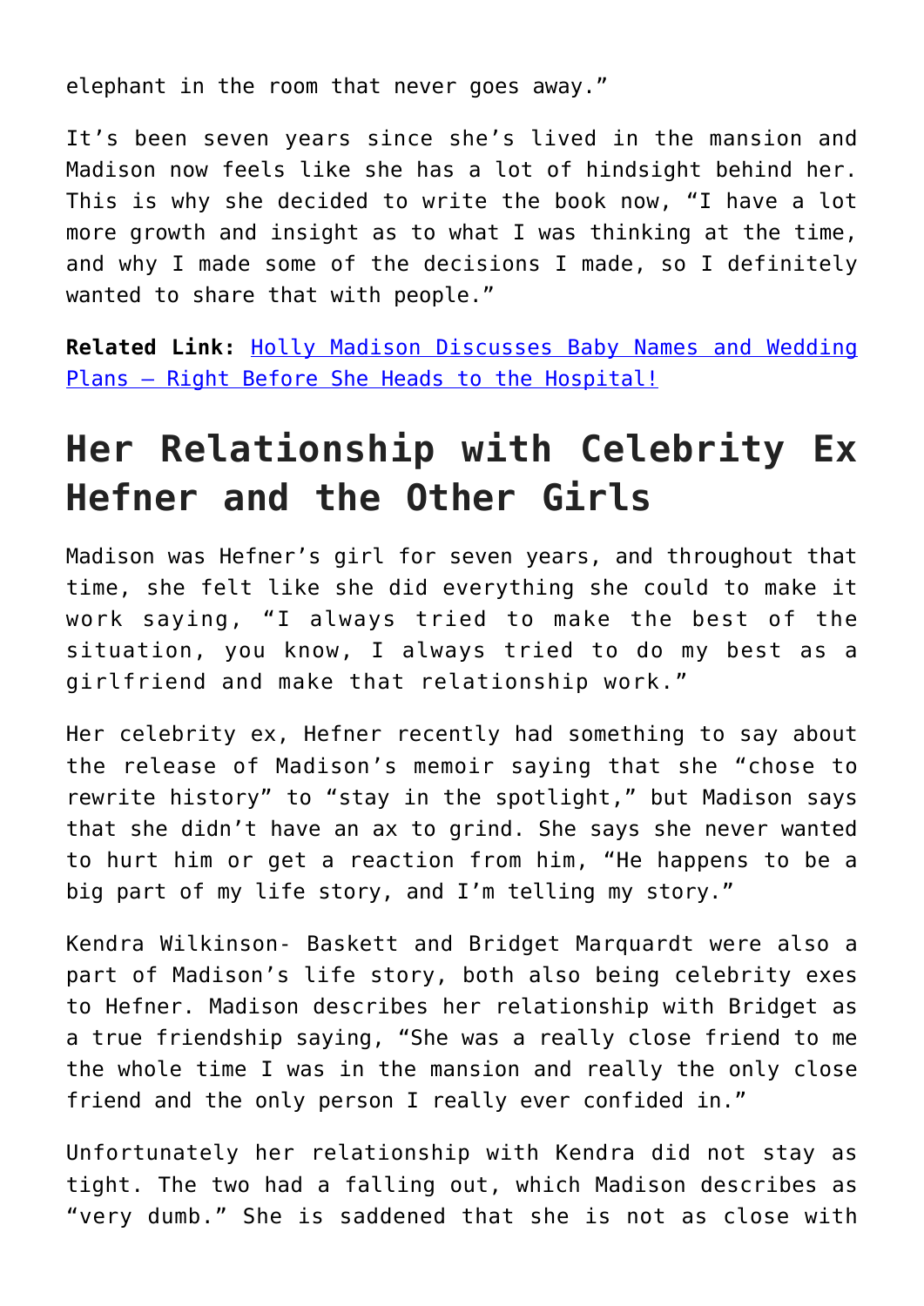elephant in the room that never goes away."

It's been seven years since she's lived in the mansion and Madison now feels like she has a lot of hindsight behind her. This is why she decided to write the book now, "I have a lot more growth and insight as to what I was thinking at the time, and why I made some of the decisions I made, so I definitely wanted to share that with people."

**Related Link:** [Holly Madison Discusses Baby Names and Wedding Plans – Right Before She Heads to the Hospital!]()

## Her Relationship with Celebrity Ex Hefner and the Other Girls

Madison was Hefner's girl for seven years, and throughout that time, she felt like she did everything she could to make it work saying, "I always tried to make the best of the situation, you know, I always tried to do my best as a girlfriend and make that relationship work."

Her celebrity ex, Hefner recently had something to say about the release of Madison's memoir saying that she "chose to rewrite history" to "stay in the spotlight," but Madison says that she didn't have an ax to grind. She says she never wanted to hurt him or get a reaction from him, "He happens to be a big part of my life story, and I'm telling my story."

Kendra Wilkinson- Baskett and Bridget Marquardt were also a part of Madison's life story, both also being celebrity exes to Hefner. Madison describes her relationship with Bridget as a true friendship saying, "She was a really close friend to me the whole time I was in the mansion and really the only close friend and the only person I really ever confided in."

Unfortunately her relationship with Kendra did not stay as tight. The two had a falling out, which Madison describes as "very dumb." She is saddened that she is not as close with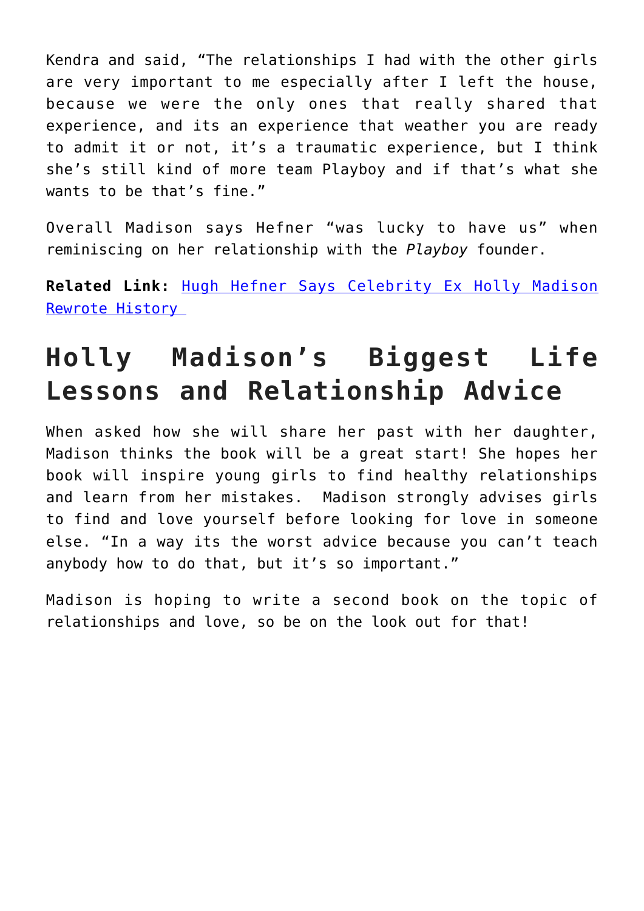Kendra and said, “The relationships I had with the other girls are very important to me especially after I left the house, because we were the only ones that really shared that experience, and its an experience that weather you are ready to admit it or not, it’s a traumatic experience, but I think she’s still kind of more team Playboy and if that’s what she wants to be that’s fine.”

Overall Madison says Hefner “was lucky to have us” when reminiscing on her relationship with the *Playboy* founder.

**Related Link:** Hugh Hefner Says Celebrity Ex Holly Madison Rewrote History

## Holly Madison’s Biggest Life Lessons and Relationship Advice

When asked how she will share her past with her daughter, Madison thinks the book will be a great start! She hopes her book will inspire young girls to find healthy relationships and learn from her mistakes. Madison strongly advises girls to find and love yourself before looking for love in someone else. “In a way its the worst advice because you can’t teach anybody how to do that, but it’s so important.”

Madison is hoping to write a second book on the topic of relationships and love, so be on the look out for that!